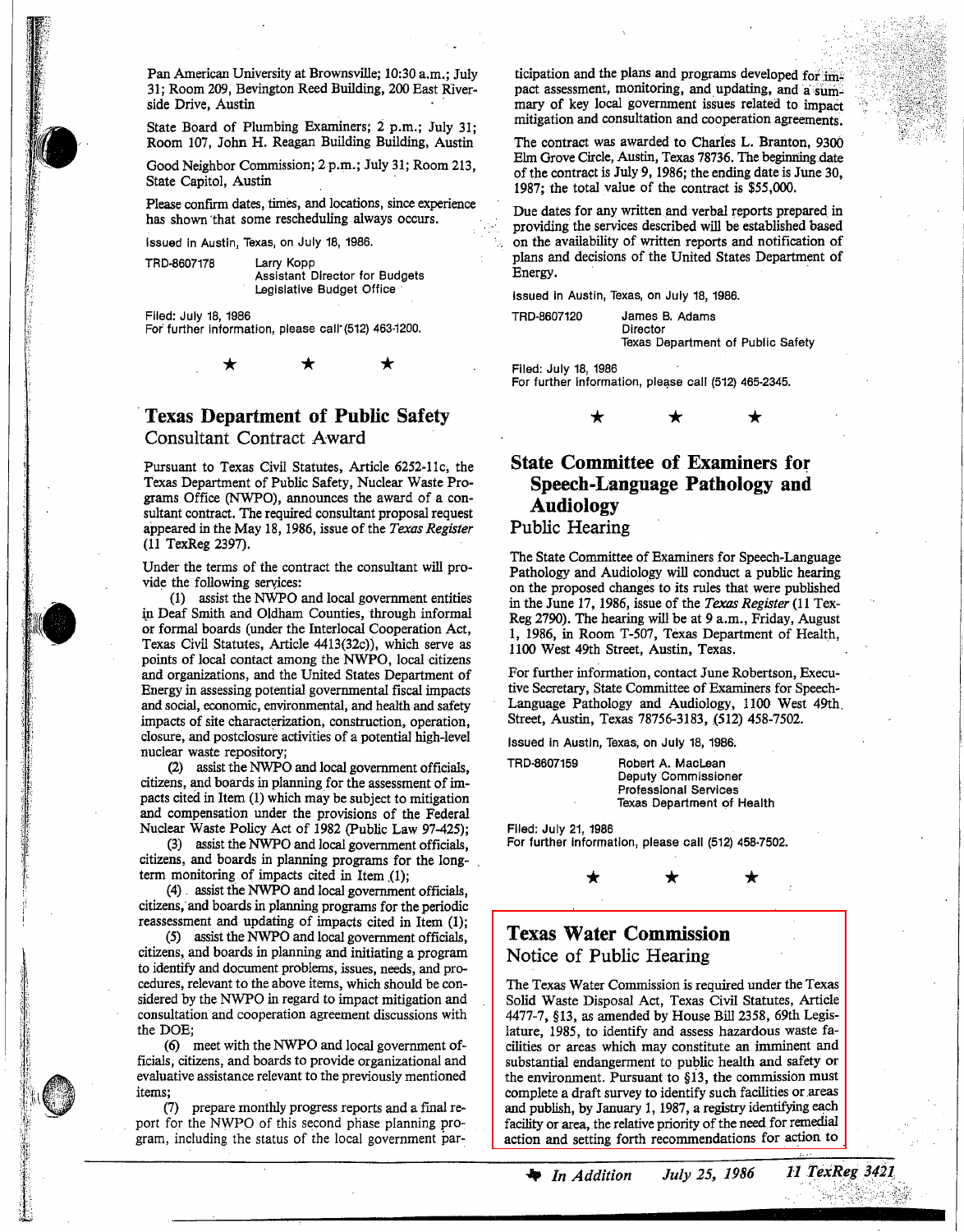Pan American University at Brownsville; 10:30 a.m.; July 31; Room 209, Bevington Reed Building, 200 East Riverside Drive, Austin

State Board of Plumbing Examiners; 2 p.m.; July 31; Room 107, John H. Reagan Building Building, Austin

Good Neighbor Commission; 2 p.m.; July 31; Room 213, State Capitol, Austin

Please confirm dates, times, and locations, since experience has shown that some rescheduling always occurs.

Issued in Austin, Texas, on July 18, 1986.

TRD-8607178 Larry Kopp
Assistant Director for Budgets
Legislative Budget Office

Filed: July 18, 1986
For further information, please call (512) 463-1200.

★ ★ ★

## Texas Department of Public Safety

### Consultant Contract Award

Pursuant to Texas Civil Statutes, Article 6252-11c, the Texas Department of Public Safety, Nuclear Waste Programs Office (NWPO), announces the award of a consultant contract. The required consultant proposal request appeared in the May 18, 1986, issue of the *Texas Register* (11 TexReg 2397).

Under the terms of the contract the consultant will provide the following services:

(1) assist the NWPO and local government entities in Deaf Smith and Oldham Counties, through informal or formal boards (under the Interlocal Cooperation Act, Texas Civil Statutes, Article 4413(32c)), which serve as points of local contact among the NWPO, local citizens and organizations, and the United States Department of Energy in assessing potential governmental fiscal impacts and social, economic, environmental, and health and safety impacts of site characterization, construction, operation, closure, and postclosure activities of a potential high-level nuclear waste repository;

(2) assist the NWPO and local government officials, citizens, and boards in planning for the assessment of impacts cited in Item (1) which may be subject to mitigation and compensation under the provisions of the Federal Nuclear Waste Policy Act of 1982 (Public Law 97-425);

(3) assist the NWPO and local government officials, citizens, and boards in planning programs for the long-term monitoring of impacts cited in Item (1);

(4) assist the NWPO and local government officials, citizens, and boards in planning programs for the periodic reassessment and updating of impacts cited in Item (1);

(5) assist the NWPO and local government officials, citizens, and boards in planning and initiating a program to identify and document problems, issues, needs, and procedures, relevant to the above items, which should be considered by the NWPO in regard to impact mitigation and consultation and cooperation agreement discussions with the DOE;

(6) meet with the NWPO and local government officials, citizens, and boards to provide organizational and evaluative assistance relevant to the previously mentioned items;

(7) prepare monthly progress reports and a final report for the NWPO of this second phase planning program, including the status of the local government participation and the plans and programs developed for impact assessment, monitoring, and updating, and a summary of key local government issues related to impact mitigation and consultation and cooperation agreements.

The contract was awarded to Charles L. Branton, 9300 Elm Grove Circle, Austin, Texas 78736. The beginning date of the contract is July 9, 1986; the ending date is June 30, 1987; the total value of the contract is $55,000.

Due dates for any written and verbal reports prepared in providing the services described will be established based on the availability of written reports and notification of plans and decisions of the United States Department of Energy.

Issued in Austin, Texas, on July 18, 1986.

TRD-8607120 James B. Adams
Director
Texas Department of Public Safety

Filed: July 18, 1986
For further information, please call (512) 465-2345.

★ ★ ★

## State Committee of Examiners for Speech-Language Pathology and Audiology

### Public Hearing

The State Committee of Examiners for Speech-Language Pathology and Audiology will conduct a public hearing on the proposed changes to its rules that were published in the June 17, 1986, issue of the *Texas Register* (11 TexReg 2790). The hearing will be at 9 a.m., Friday, August 1, 1986, in Room T-507, Texas Department of Health, 1100 West 49th Street, Austin, Texas.

For further information, contact June Robertson, Executive Secretary, State Committee of Examiners for Speech-Language Pathology and Audiology, 1100 West 49th Street, Austin, Texas 78756-3183, (512) 458-7502.

Issued in Austin, Texas, on July 18, 1986.

TRD-8607159 Robert A. MacLean
Deputy Commissioner
Professional Services
Texas Department of Health

Filed: July 21, 1986
For further information, please call (512) 458-7502.

★ ★ ★

## Texas Water Commission

### Notice of Public Hearing

The Texas Water Commission is required under the Texas Solid Waste Disposal Act, Texas Civil Statutes, Article 4477-7, §13, as amended by House Bill 2358, 69th Legislature, 1985, to identify and assess hazardous waste facilities or areas which may constitute an imminent and substantial endangerment to public health and safety or the environment. Pursuant to §13, the commission must complete a draft survey to identify such facilities or areas and publish, by January 1, 1987, a registry identifying each facility or area, the relative priority of the need for remedial action and setting forth recommendations for action to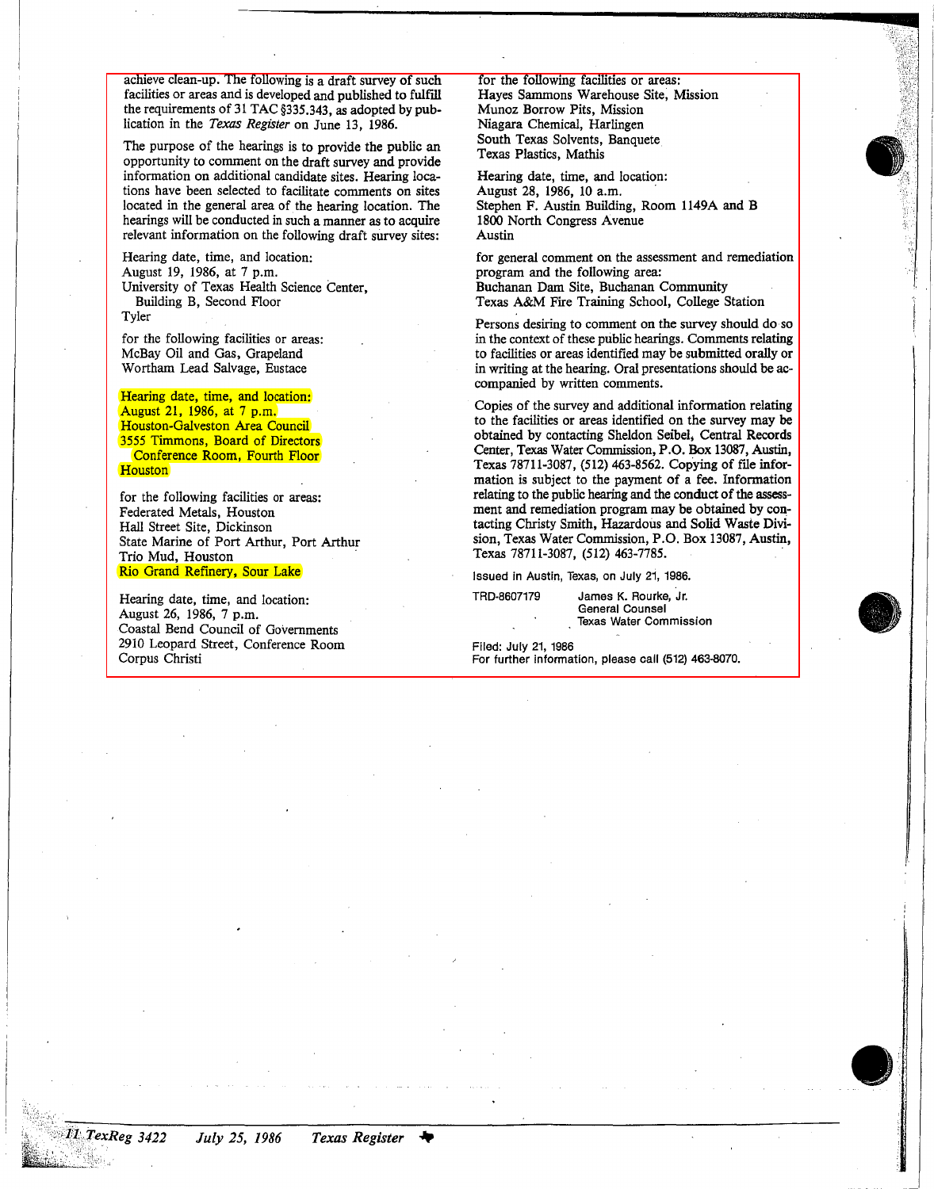achieve clean-up. The following is a draft survey of such facilities or areas and is developed and published to fulfill the requirements of 31 TAC §335.343, as adopted by publication in the *Texas Register* on June 13, 1986.

The purpose of the hearings is to provide the public an opportunity to comment on the draft survey and provide information on additional candidate sites. Hearing locations have been selected to facilitate comments on sites located in the general area of the hearing location. The hearings will be conducted in such a manner as to acquire relevant information on the following draft survey sites:

Hearing date, time, and location:
August 19, 1986, at 7 p.m.
University of Texas Health Science Center, Building B, Second Floor
Tyler

for the following facilities or areas:
McBay Oil and Gas, Grapeland
Wortham Lead Salvage, Eustace

Hearing date, time, and location:
August 21, 1986, at 7 p.m.
Houston-Galveston Area Council
3555 Timmons, Board of Directors Conference Room, Fourth Floor
Houston

for the following facilities or areas:
Federated Metals, Houston
Hall Street Site, Dickinson
State Marine of Port Arthur, Port Arthur
Trio Mud, Houston
Rio Grand Refinery, Sour Lake

Hearing date, time, and location:
August 26, 1986, 7 p.m.
Coastal Bend Council of Governments
2910 Leopard Street, Conference Room
Corpus Christi

for the following facilities or areas:
Hayes Sammons Warehouse Site, Mission
Munoz Borrow Pits, Mission
Niagara Chemical, Harlingen
South Texas Solvents, Banquete
Texas Plastics, Mathis

Hearing date, time, and location:
August 28, 1986, 10 a.m.
Stephen F. Austin Building, Room 1149A and B
1800 North Congress Avenue
Austin

for general comment on the assessment and remediation program and the following area:
Buchanan Dam Site, Buchanan Community
Texas A&M Fire Training School, College Station

Persons desiring to comment on the survey should do so in the context of these public hearings. Comments relating to facilities or areas identified may be submitted orally or in writing at the hearing. Oral presentations should be accompanied by written comments.

Copies of the survey and additional information relating to the facilities or areas identified on the survey may be obtained by contacting Sheldon Seibel, Central Records Center, Texas Water Commission, P.O. Box 13087, Austin, Texas 78711-3087, (512) 463-8562. Copying of file information is subject to the payment of a fee. Information relating to the public hearing and the conduct of the assessment and remediation program may be obtained by contacting Christy Smith, Hazardous and Solid Waste Division, Texas Water Commission, P.O. Box 13087, Austin, Texas 78711-3087, (512) 463-7785.

Issued in Austin, Texas, on July 21, 1986.

TRD-8607179

James K. Rourke, Jr.
General Counsel
Texas Water Commission

Filed: July 21, 1986
For further information, please call (512) 463-8070.